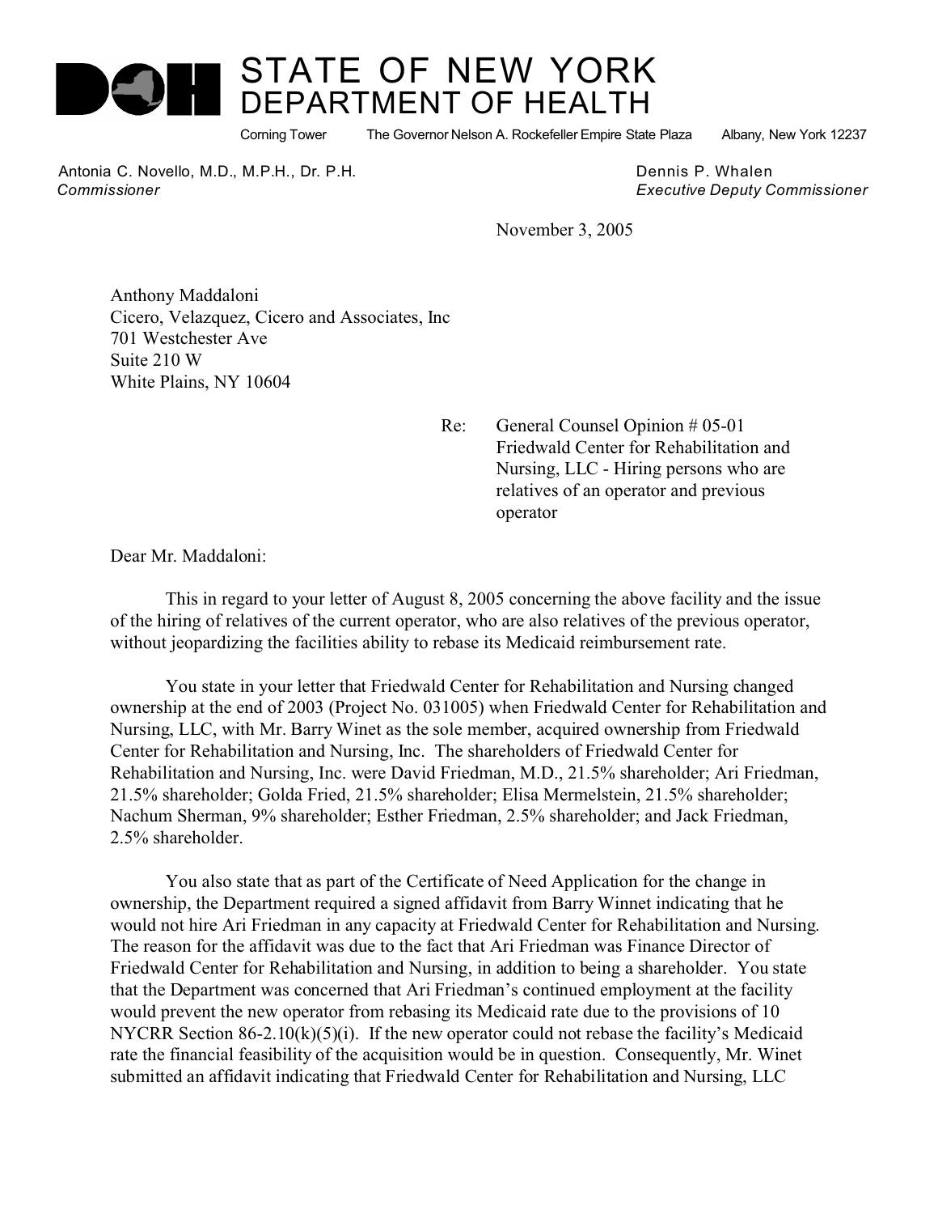# STATE OF NEW YORK
## DEPARTMENT OF HEALTH

Corning Tower The Governor Nelson A. Rockefeller Empire State Plaza Albany, New York 12237

Antonia C. Novello, M.D., M.P.H., Dr. P.H.
*Commissioner*

Dennis P. Whalen
*Executive Deputy Commissioner*

November 3, 2005

Anthony Maddaloni
Cicero, Velazquez, Cicero and Associates, Inc
701 Westchester Ave
Suite 210 W
White Plains, NY 10604

Re: General Counsel Opinion # 05-01
Friedwald Center for Rehabilitation and Nursing, LLC - Hiring persons who are relatives of an operator and previous operator

Dear Mr. Maddaloni:

This in regard to your letter of August 8, 2005 concerning the above facility and the issue of the hiring of relatives of the current operator, who are also relatives of the previous operator, without jeopardizing the facilities ability to rebase its Medicaid reimbursement rate.

You state in your letter that Friedwald Center for Rehabilitation and Nursing changed ownership at the end of 2003 (Project No. 031005) when Friedwald Center for Rehabilitation and Nursing, LLC, with Mr. Barry Winet as the sole member, acquired ownership from Friedwald Center for Rehabilitation and Nursing, Inc. The shareholders of Friedwald Center for Rehabilitation and Nursing, Inc. were David Friedman, M.D., 21.5% shareholder; Ari Friedman, 21.5% shareholder; Golda Fried, 21.5% shareholder; Elisa Mermelstein, 21.5% shareholder; Nachum Sherman, 9% shareholder; Esther Friedman, 2.5% shareholder; and Jack Friedman, 2.5% shareholder.

You also state that as part of the Certificate of Need Application for the change in ownership, the Department required a signed affidavit from Barry Winnet indicating that he would not hire Ari Friedman in any capacity at Friedwald Center for Rehabilitation and Nursing. The reason for the affidavit was due to the fact that Ari Friedman was Finance Director of Friedwald Center for Rehabilitation and Nursing, in addition to being a shareholder. You state that the Department was concerned that Ari Friedman's continued employment at the facility would prevent the new operator from rebasing its Medicaid rate due to the provisions of 10 NYCRR Section 86-2.10(k)(5)(i). If the new operator could not rebase the facility's Medicaid rate the financial feasibility of the acquisition would be in question. Consequently, Mr. Winet submitted an affidavit indicating that Friedwald Center for Rehabilitation and Nursing, LLC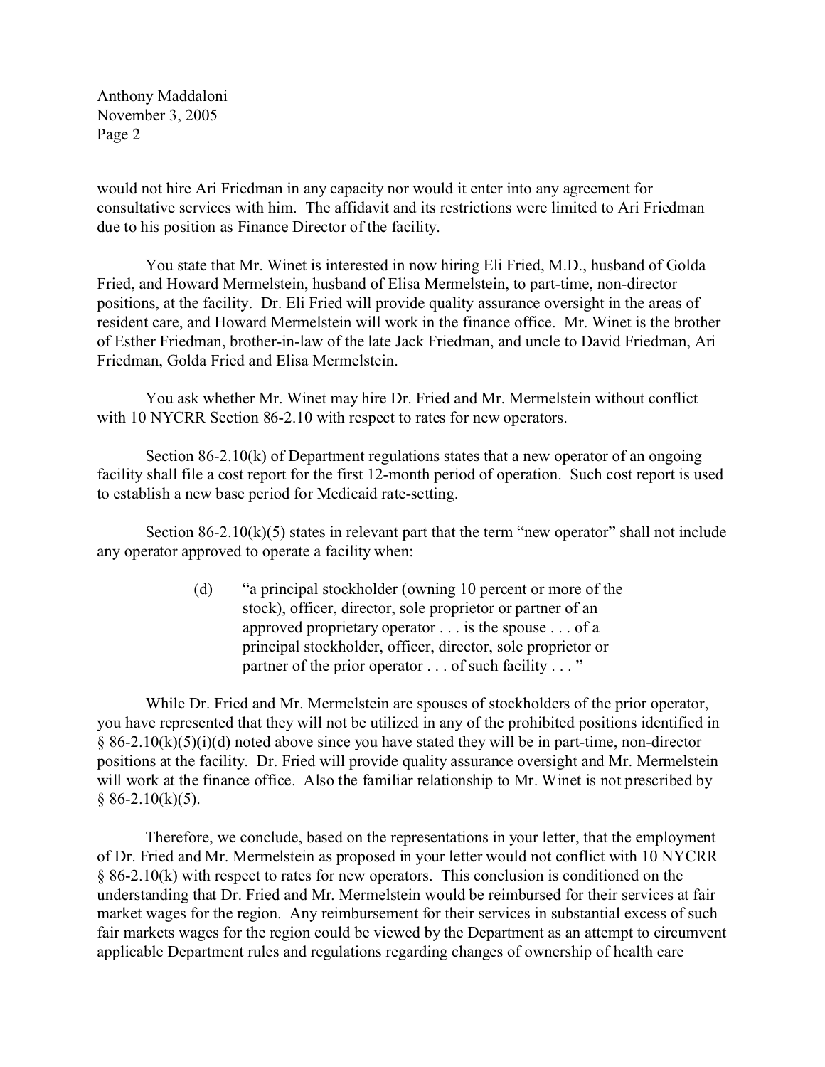would not hire Ari Friedman in any capacity nor would it enter into any agreement for consultative services with him. The affidavit and its restrictions were limited to Ari Friedman due to his position as Finance Director of the facility.

You state that Mr. Winet is interested in now hiring Eli Fried, M.D., husband of Golda Fried, and Howard Mermelstein, husband of Elisa Mermelstein, to part-time, non-director positions, at the facility. Dr. Eli Fried will provide quality assurance oversight in the areas of resident care, and Howard Mermelstein will work in the finance office. Mr. Winet is the brother of Esther Friedman, brother-in-law of the late Jack Friedman, and uncle to David Friedman, Ari Friedman, Golda Fried and Elisa Mermelstein.

You ask whether Mr. Winet may hire Dr. Fried and Mr. Mermelstein without conflict with 10 NYCRR Section 86-2.10 with respect to rates for new operators.

Section 86-2.10(k) of Department regulations states that a new operator of an ongoing facility shall file a cost report for the first 12-month period of operation. Such cost report is used to establish a new base period for Medicaid rate-setting.

Section 86-2.10(k)(5) states in relevant part that the term "new operator" shall not include any operator approved to operate a facility when:

> (d) "a principal stockholder (owning 10 percent or more of the stock), officer, director, sole proprietor or partner of an approved proprietary operator . . . is the spouse . . . of a principal stockholder, officer, director, sole proprietor or partner of the prior operator . . . of such facility . . . "

While Dr. Fried and Mr. Mermelstein are spouses of stockholders of the prior operator, you have represented that they will not be utilized in any of the prohibited positions identified in § 86-2.10(k)(5)(i)(d) noted above since you have stated they will be in part-time, non-director positions at the facility. Dr. Fried will provide quality assurance oversight and Mr. Mermelstein will work at the finance office. Also the familiar relationship to Mr. Winet is not prescribed by § 86-2.10(k)(5).

Therefore, we conclude, based on the representations in your letter, that the employment of Dr. Fried and Mr. Mermelstein as proposed in your letter would not conflict with 10 NYCRR § 86-2.10(k) with respect to rates for new operators. This conclusion is conditioned on the understanding that Dr. Fried and Mr. Mermelstein would be reimbursed for their services at fair market wages for the region. Any reimbursement for their services in substantial excess of such fair markets wages for the region could be viewed by the Department as an attempt to circumvent applicable Department rules and regulations regarding changes of ownership of health care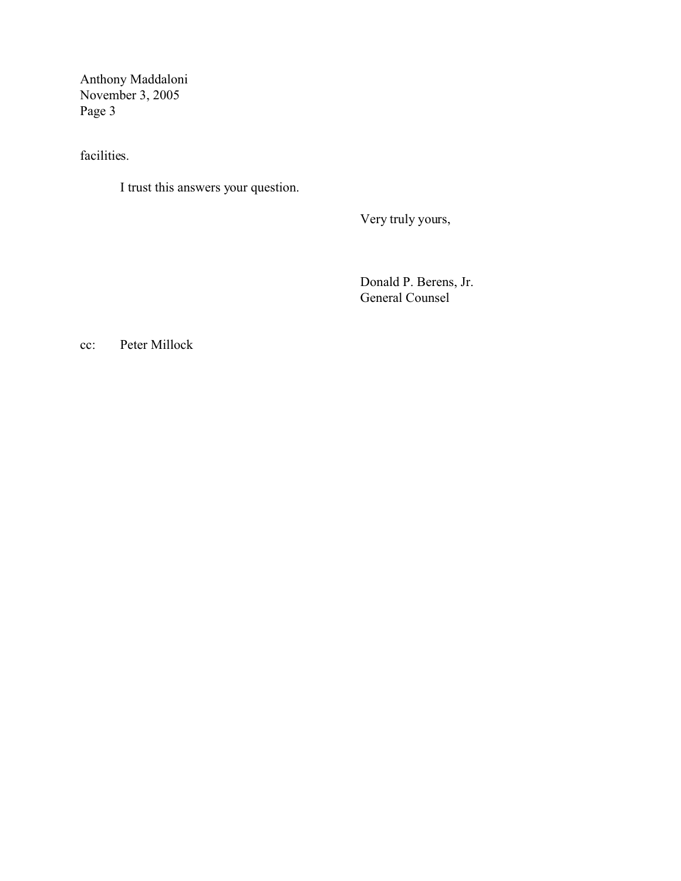facilities.

I trust this answers your question.

Very truly yours,

Donald P. Berens, Jr.
General Counsel

cc: Peter Millock